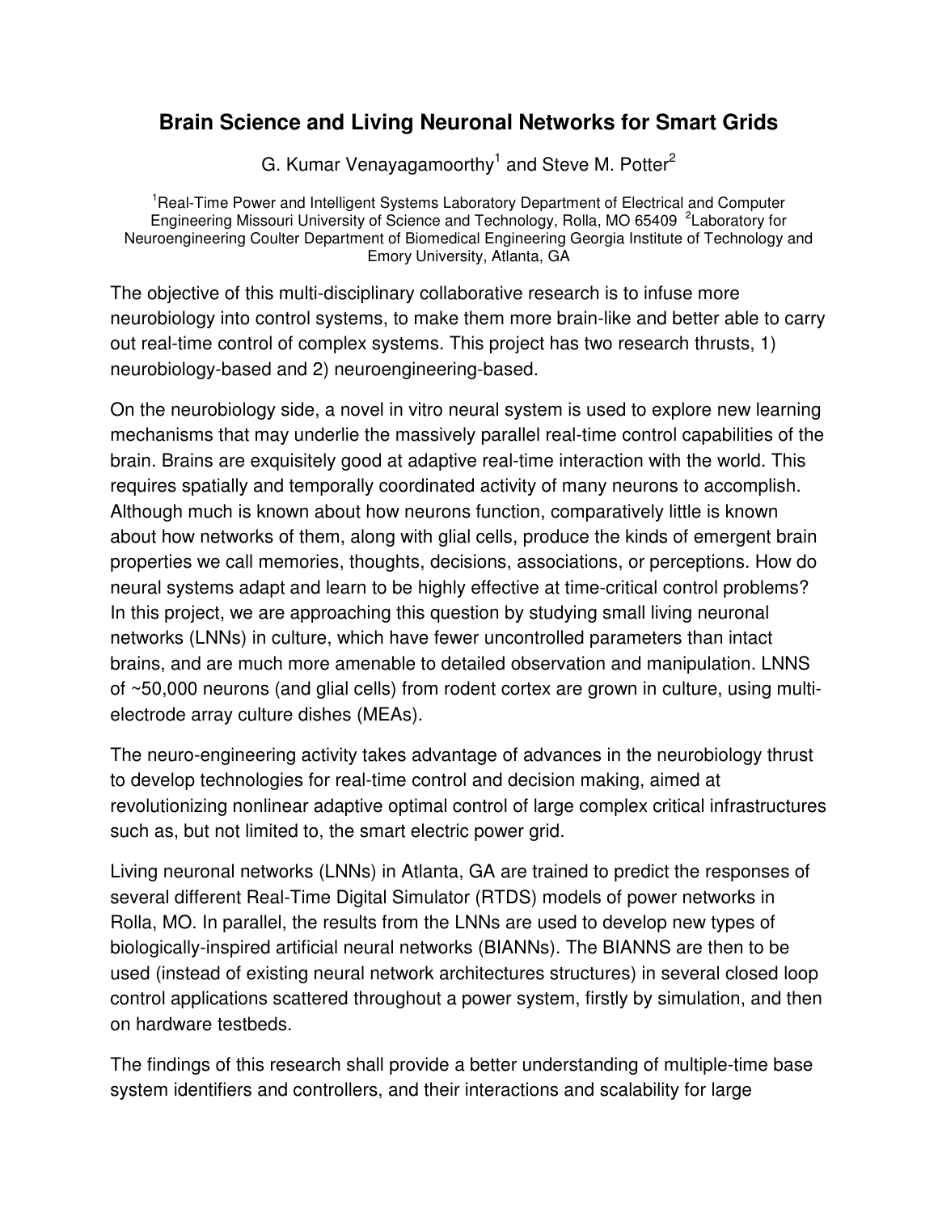# Brain Science and Living Neuronal Networks for Smart Grids

G. Kumar Venayagamoorthy[1] and Steve M. Potter[2]

[1]Real-Time Power and Intelligent Systems Laboratory Department of Electrical and Computer Engineering Missouri University of Science and Technology, Rolla, MO 65409 [2]Laboratory for Neuroengineering Coulter Department of Biomedical Engineering Georgia Institute of Technology and Emory University, Atlanta, GA

The objective of this multi-disciplinary collaborative research is to infuse more neurobiology into control systems, to make them more brain-like and better able to carry out real-time control of complex systems. This project has two research thrusts, 1) neurobiology-based and 2) neuroengineering-based.

On the neurobiology side, a novel in vitro neural system is used to explore new learning mechanisms that may underlie the massively parallel real-time control capabilities of the brain. Brains are exquisitely good at adaptive real-time interaction with the world. This requires spatially and temporally coordinated activity of many neurons to accomplish. Although much is known about how neurons function, comparatively little is known about how networks of them, along with glial cells, produce the kinds of emergent brain properties we call memories, thoughts, decisions, associations, or perceptions. How do neural systems adapt and learn to be highly effective at time-critical control problems? In this project, we are approaching this question by studying small living neuronal networks (LNNs) in culture, which have fewer uncontrolled parameters than intact brains, and are much more amenable to detailed observation and manipulation. LNNS of ~50,000 neurons (and glial cells) from rodent cortex are grown in culture, using multi-electrode array culture dishes (MEAs).

The neuro-engineering activity takes advantage of advances in the neurobiology thrust to develop technologies for real-time control and decision making, aimed at revolutionizing nonlinear adaptive optimal control of large complex critical infrastructures such as, but not limited to, the smart electric power grid.

Living neuronal networks (LNNs) in Atlanta, GA are trained to predict the responses of several different Real-Time Digital Simulator (RTDS) models of power networks in Rolla, MO. In parallel, the results from the LNNs are used to develop new types of biologically-inspired artificial neural networks (BIANNs). The BIANNS are then to be used (instead of existing neural network architectures structures) in several closed loop control applications scattered throughout a power system, firstly by simulation, and then on hardware testbeds.

The findings of this research shall provide a better understanding of multiple-time base system identifiers and controllers, and their interactions and scalability for large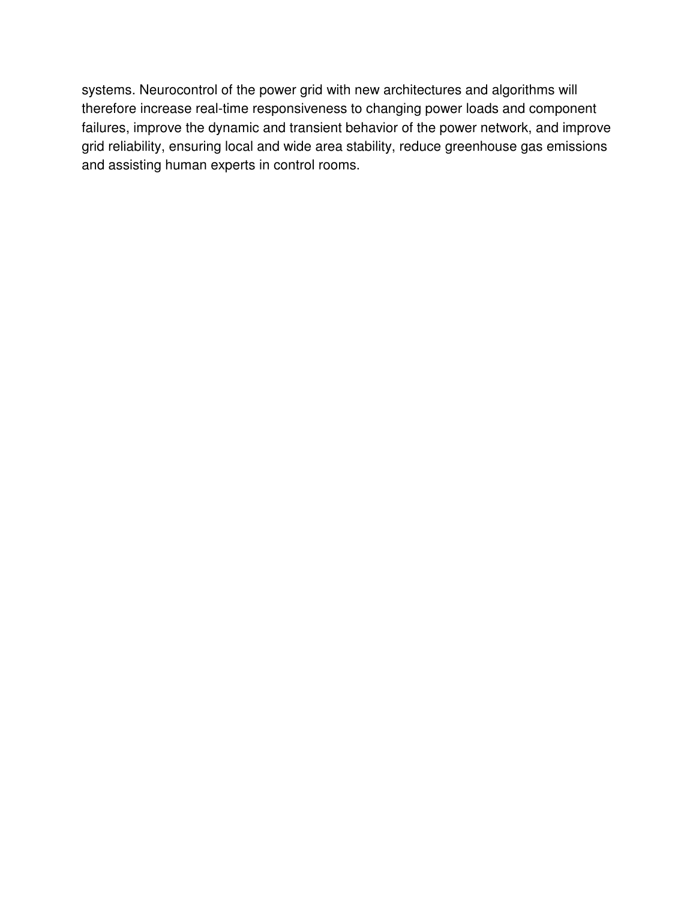systems. Neurocontrol of the power grid with new architectures and algorithms will therefore increase real-time responsiveness to changing power loads and component failures, improve the dynamic and transient behavior of the power network, and improve grid reliability, ensuring local and wide area stability, reduce greenhouse gas emissions and assisting human experts in control rooms.